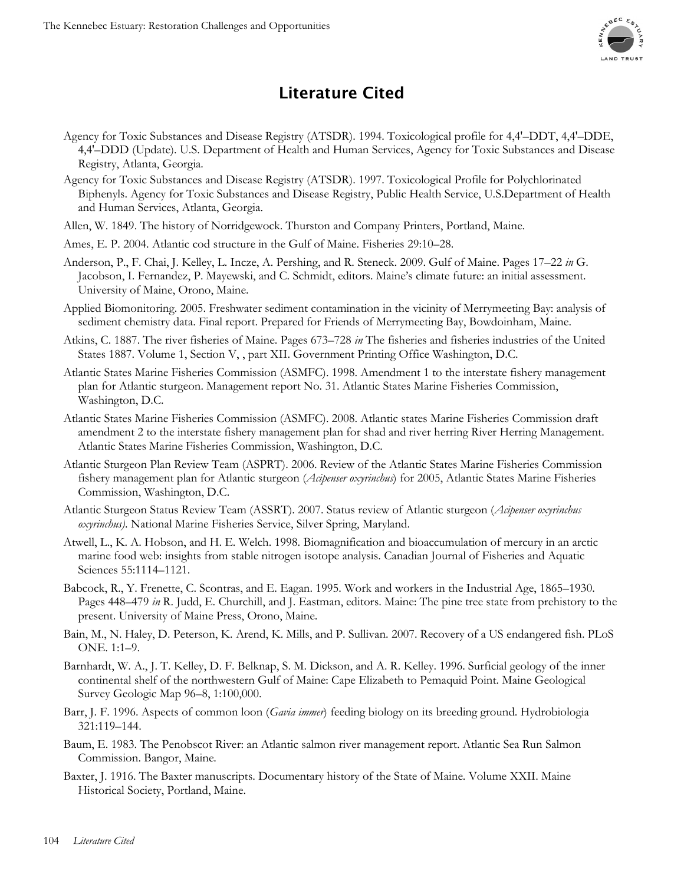# Literature Cited

Agency for Toxic Substances and Disease Registry (ATSDR). 1994. Toxicological profile for 4,4'–DDT, 4,4'–DDE, 4,4'–DDD (Update). U.S. Department of Health and Human Services, Agency for Toxic Substances and Disease Registry, Atlanta, Georgia.

Agency for Toxic Substances and Disease Registry (ATSDR). 1997. Toxicological Profile for Polychlorinated Biphenyls. Agency for Toxic Substances and Disease Registry, Public Health Service, U.S.Department of Health and Human Services, Atlanta, Georgia.

Allen, W. 1849. The history of Norridgewock. Thurston and Company Printers, Portland, Maine.

Ames, E. P. 2004. Atlantic cod structure in the Gulf of Maine. Fisheries 29:10–28.

Anderson, P., F. Chai, J. Kelley, L. Incze, A. Pershing, and R. Steneck. 2009. Gulf of Maine. Pages 17–22 *in* G. Jacobson, I. Fernandez, P. Mayewski, and C. Schmidt, editors. Maine's climate future: an initial assessment. University of Maine, Orono, Maine.

Applied Biomonitoring. 2005. Freshwater sediment contamination in the vicinity of Merrymeeting Bay: analysis of sediment chemistry data. Final report. Prepared for Friends of Merrymeeting Bay, Bowdoinham, Maine.

Atkins, C. 1887. The river fisheries of Maine. Pages 673–728 *in* The fisheries and fisheries industries of the United States 1887. Volume 1, Section V, , part XII. Government Printing Office Washington, D.C.

Atlantic States Marine Fisheries Commission (ASMFC). 1998. Amendment 1 to the interstate fishery management plan for Atlantic sturgeon. Management report No. 31. Atlantic States Marine Fisheries Commission, Washington, D.C.

Atlantic States Marine Fisheries Commission (ASMFC). 2008. Atlantic states Marine Fisheries Commission draft amendment 2 to the interstate fishery management plan for shad and river herring River Herring Management. Atlantic States Marine Fisheries Commission, Washington, D.C.

Atlantic Sturgeon Plan Review Team (ASPRT). 2006. Review of the Atlantic States Marine Fisheries Commission fishery management plan for Atlantic sturgeon (*Acipenser oxyrinchus*) for 2005, Atlantic States Marine Fisheries Commission, Washington, D.C.

Atlantic Sturgeon Status Review Team (ASSRT). 2007. Status review of Atlantic sturgeon (*Acipenser oxyrinchus oxyrinchus).* National Marine Fisheries Service, Silver Spring, Maryland.

Atwell, L., K. A. Hobson, and H. E. Welch. 1998. Biomagnification and bioaccumulation of mercury in an arctic marine food web: insights from stable nitrogen isotope analysis. Canadian Journal of Fisheries and Aquatic Sciences 55:1114–1121.

Babcock, R., Y. Frenette, C. Scontras, and E. Eagan. 1995. Work and workers in the Industrial Age, 1865–1930. Pages 448–479 *in* R. Judd, E. Churchill, and J. Eastman, editors. Maine: The pine tree state from prehistory to the present. University of Maine Press, Orono, Maine.

Bain, M., N. Haley, D. Peterson, K. Arend, K. Mills, and P. Sullivan. 2007. Recovery of a US endangered fish. PLoS ONE. 1:1–9.

Barnhardt, W. A., J. T. Kelley, D. F. Belknap, S. M. Dickson, and A. R. Kelley. 1996. Surficial geology of the inner continental shelf of the northwestern Gulf of Maine: Cape Elizabeth to Pemaquid Point. Maine Geological Survey Geologic Map 96–8, 1:100,000.

Barr, J. F. 1996. Aspects of common loon (*Gavia immer*) feeding biology on its breeding ground. Hydrobiologia 321:119–144.

Baum, E. 1983. The Penobscot River: an Atlantic salmon river management report. Atlantic Sea Run Salmon Commission. Bangor, Maine.

Baxter, J. 1916. The Baxter manuscripts. Documentary history of the State of Maine. Volume XXII. Maine Historical Society, Portland, Maine.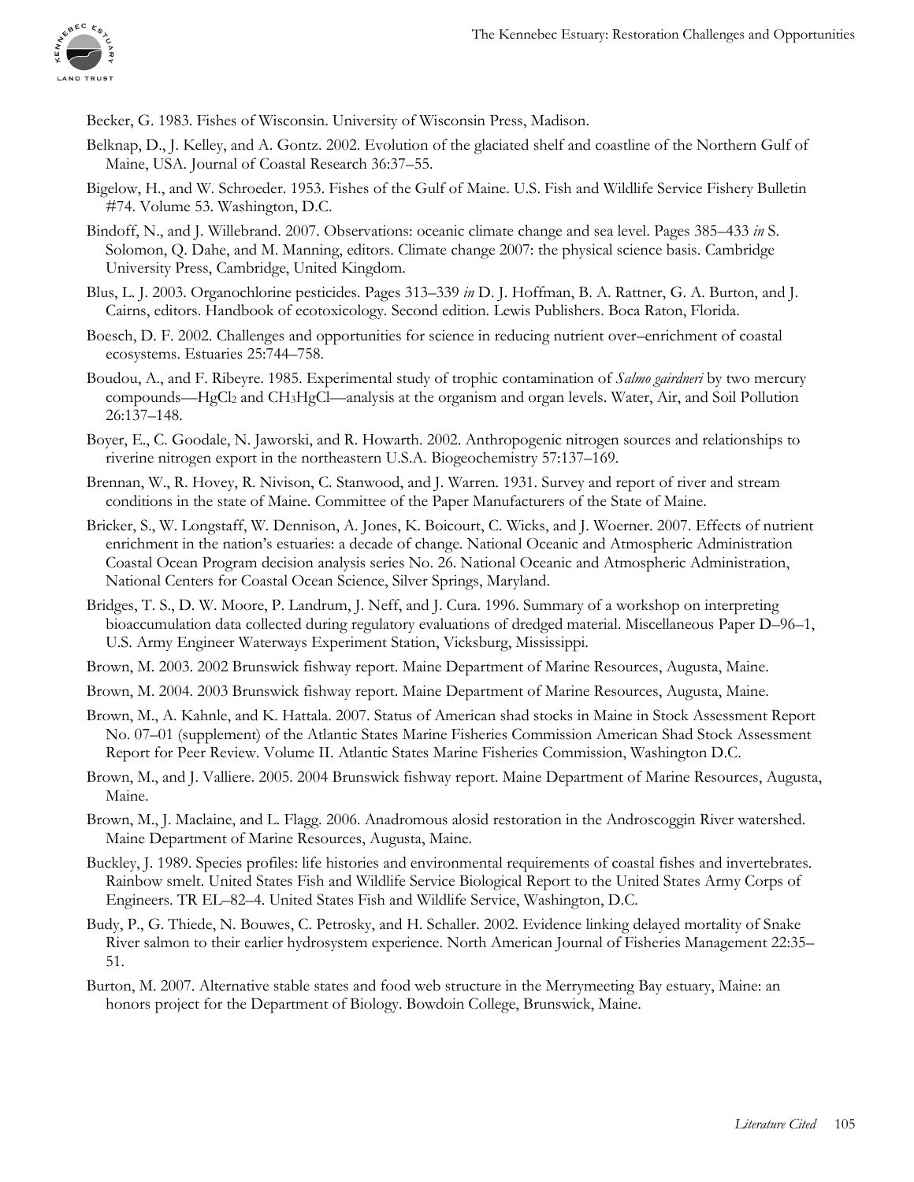Becker, G. 1983. Fishes of Wisconsin. University of Wisconsin Press, Madison.

Belknap, D., J. Kelley, and A. Gontz. 2002. Evolution of the glaciated shelf and coastline of the Northern Gulf of Maine, USA. Journal of Coastal Research 36:37–55.

Bigelow, H., and W. Schroeder. 1953. Fishes of the Gulf of Maine. U.S. Fish and Wildlife Service Fishery Bulletin #74. Volume 53. Washington, D.C.

Bindoff, N., and J. Willebrand. 2007. Observations: oceanic climate change and sea level. Pages 385–433 *in* S. Solomon, Q. Dahe, and M. Manning, editors. Climate change 2007: the physical science basis. Cambridge University Press, Cambridge, United Kingdom.

Blus, L. J. 2003. Organochlorine pesticides. Pages 313–339 *in* D. J. Hoffman, B. A. Rattner, G. A. Burton, and J. Cairns, editors. Handbook of ecotoxicology. Second edition. Lewis Publishers. Boca Raton, Florida.

Boesch, D. F. 2002. Challenges and opportunities for science in reducing nutrient over–enrichment of coastal ecosystems. Estuaries 25:744–758.

Boudou, A., and F. Ribeyre. 1985. Experimental study of trophic contamination of *Salmo gairdneri* by two mercury compounds—$HgCl_2$ and $CH_3HgCl$—analysis at the organism and organ levels. Water, Air, and Soil Pollution 26:137–148.

Boyer, E., C. Goodale, N. Jaworski, and R. Howarth. 2002. Anthropogenic nitrogen sources and relationships to riverine nitrogen export in the northeastern U.S.A. Biogeochemistry 57:137–169.

Brennan, W., R. Hovey, R. Nivison, C. Stanwood, and J. Warren. 1931. Survey and report of river and stream conditions in the state of Maine. Committee of the Paper Manufacturers of the State of Maine.

Bricker, S., W. Longstaff, W. Dennison, A. Jones, K. Boicourt, C. Wicks, and J. Woerner. 2007. Effects of nutrient enrichment in the nation's estuaries: a decade of change. National Oceanic and Atmospheric Administration Coastal Ocean Program decision analysis series No. 26. National Oceanic and Atmospheric Administration, National Centers for Coastal Ocean Science, Silver Springs, Maryland.

Bridges, T. S., D. W. Moore, P. Landrum, J. Neff, and J. Cura. 1996. Summary of a workshop on interpreting bioaccumulation data collected during regulatory evaluations of dredged material. Miscellaneous Paper D–96–1, U.S. Army Engineer Waterways Experiment Station, Vicksburg, Mississippi.

Brown, M. 2003. 2002 Brunswick fishway report. Maine Department of Marine Resources, Augusta, Maine.

Brown, M. 2004. 2003 Brunswick fishway report. Maine Department of Marine Resources, Augusta, Maine.

Brown, M., A. Kahnle, and K. Hattala. 2007. Status of American shad stocks in Maine in Stock Assessment Report No. 07–01 (supplement) of the Atlantic States Marine Fisheries Commission American Shad Stock Assessment Report for Peer Review. Volume II. Atlantic States Marine Fisheries Commission, Washington D.C.

Brown, M., and J. Valliere. 2005. 2004 Brunswick fishway report. Maine Department of Marine Resources, Augusta, Maine.

Brown, M., J. Maclaine, and L. Flagg. 2006. Anadromous alosid restoration in the Androscoggin River watershed. Maine Department of Marine Resources, Augusta, Maine.

Buckley, J. 1989. Species profiles: life histories and environmental requirements of coastal fishes and invertebrates. Rainbow smelt. United States Fish and Wildlife Service Biological Report to the United States Army Corps of Engineers. TR EL–82–4. United States Fish and Wildlife Service, Washington, D.C.

Budy, P., G. Thiede, N. Bouwes, C. Petrosky, and H. Schaller. 2002. Evidence linking delayed mortality of Snake River salmon to their earlier hydrosystem experience. North American Journal of Fisheries Management 22:35–51.

Burton, M. 2007. Alternative stable states and food web structure in the Merrymeeting Bay estuary, Maine: an honors project for the Department of Biology. Bowdoin College, Brunswick, Maine.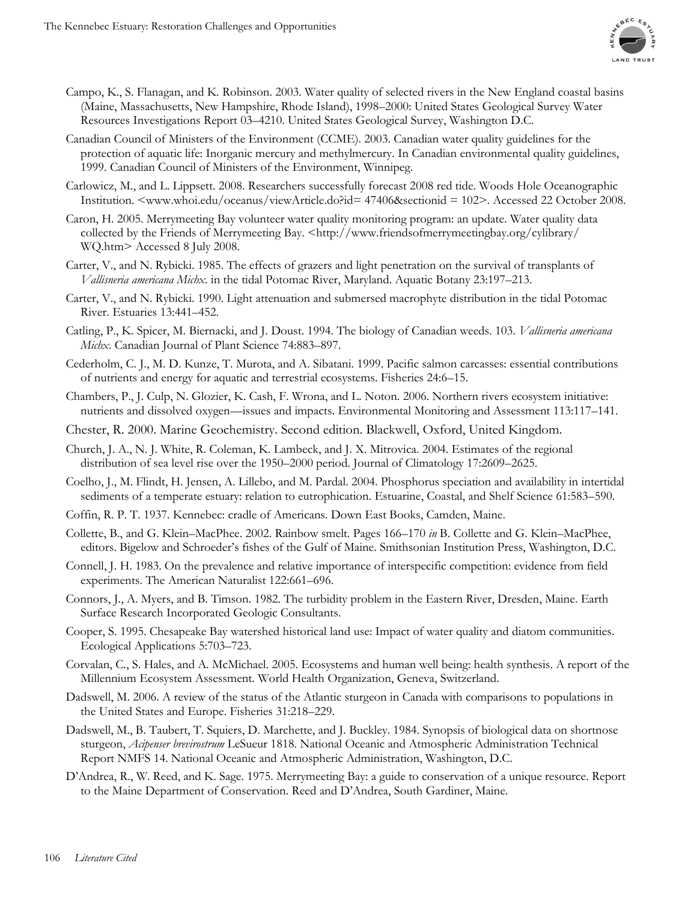Campo, K., S. Flanagan, and K. Robinson. 2003. Water quality of selected rivers in the New England coastal basins (Maine, Massachusetts, New Hampshire, Rhode Island), 1998–2000: United States Geological Survey Water Resources Investigations Report 03–4210. United States Geological Survey, Washington D.C.

Canadian Council of Ministers of the Environment (CCME). 2003. Canadian water quality guidelines for the protection of aquatic life: Inorganic mercury and methylmercury. In Canadian environmental quality guidelines, 1999. Canadian Council of Ministers of the Environment, Winnipeg.

Carlowicz, M., and L. Lippsett. 2008. Researchers successfully forecast 2008 red tide. Woods Hole Oceanographic Institution. <www.whoi.edu/oceanus/viewArticle.do?id= 47406&sectionid = 102>. Accessed 22 October 2008.

Caron, H. 2005. Merrymeeting Bay volunteer water quality monitoring program: an update. Water quality data collected by the Friends of Merrymeeting Bay. <http://www.friendsofmerrymeetingbay.org/cylibrary/WQ.htm> Accessed 8 July 2008.

Carter, V., and N. Rybicki. 1985. The effects of grazers and light penetration on the survival of transplants of *Vallisneria americana Michx.* in the tidal Potomac River, Maryland. Aquatic Botany 23:197–213.

Carter, V., and N. Rybicki. 1990. Light attenuation and submersed macrophyte distribution in the tidal Potomac River. Estuaries 13:441–452.

Catling, P., K. Spicer, M. Biernacki, and J. Doust. 1994. The biology of Canadian weeds. 103. *Vallisneria americana Michx.* Canadian Journal of Plant Science 74:883–897.

Cederholm, C. J., M. D. Kunze, T. Murota, and A. Sibatani. 1999. Pacific salmon carcasses: essential contributions of nutrients and energy for aquatic and terrestrial ecosystems. Fisheries 24:6–15.

Chambers, P., J. Culp, N. Glozier, K. Cash, F. Wrona, and L. Noton. 2006. Northern rivers ecosystem initiative: nutrients and dissolved oxygen—issues and impacts. Environmental Monitoring and Assessment 113:117–141.

Chester, R. 2000. Marine Geochemistry. Second edition. Blackwell, Oxford, United Kingdom.

Church, J. A., N. J. White, R. Coleman, K. Lambeck, and J. X. Mitrovica. 2004. Estimates of the regional distribution of sea level rise over the 1950–2000 period. Journal of Climatology 17:2609–2625.

Coelho, J., M. Flindt, H. Jensen, A. Lillebo, and M. Pardal. 2004. Phosphorus speciation and availability in intertidal sediments of a temperate estuary: relation to eutrophication. Estuarine, Coastal, and Shelf Science 61:583–590.

Coffin, R. P. T. 1937. Kennebec: cradle of Americans. Down East Books, Camden, Maine.

Collette, B., and G. Klein–MacPhee. 2002. Rainbow smelt. Pages 166–170 *in* B. Collette and G. Klein–MacPhee, editors. Bigelow and Schroeder's fishes of the Gulf of Maine. Smithsonian Institution Press, Washington, D.C.

Connell, J. H. 1983. On the prevalence and relative importance of interspecific competition: evidence from field experiments. The American Naturalist 122:661–696.

Connors, J., A. Myers, and B. Timson. 1982. The turbidity problem in the Eastern River, Dresden, Maine. Earth Surface Research Incorporated Geologic Consultants.

Cooper, S. 1995. Chesapeake Bay watershed historical land use: Impact of water quality and diatom communities. Ecological Applications 5:703–723.

Corvalan, C., S. Hales, and A. McMichael. 2005. Ecosystems and human well being: health synthesis. A report of the Millennium Ecosystem Assessment. World Health Organization, Geneva, Switzerland.

Dadswell, M. 2006. A review of the status of the Atlantic sturgeon in Canada with comparisons to populations in the United States and Europe. Fisheries 31:218–229.

Dadswell, M., B. Taubert, T. Squiers, D. Marchette, and J. Buckley. 1984. Synopsis of biological data on shortnose sturgeon, *Acipenser brevirostrum* LeSueur 1818. National Oceanic and Atmospheric Administration Technical Report NMFS 14. National Oceanic and Atmospheric Administration, Washington, D.C.

D'Andrea, R., W. Reed, and K. Sage. 1975. Merrymeeting Bay: a guide to conservation of a unique resource. Report to the Maine Department of Conservation. Reed and D'Andrea, South Gardiner, Maine.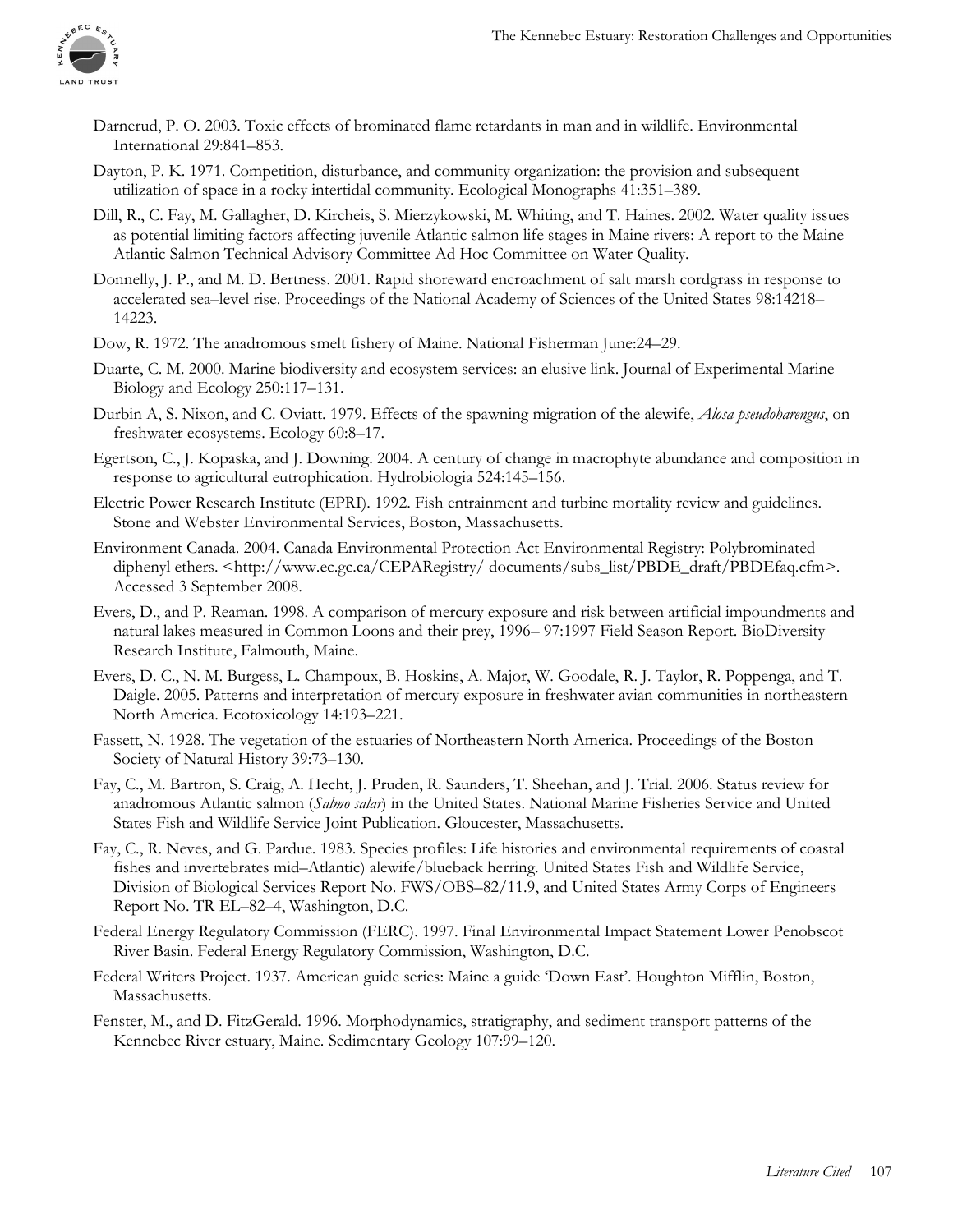Darnerud, P. O. 2003. Toxic effects of brominated flame retardants in man and in wildlife. Environmental International 29:841–853.

Dayton, P. K. 1971. Competition, disturbance, and community organization: the provision and subsequent utilization of space in a rocky intertidal community. Ecological Monographs 41:351–389.

Dill, R., C. Fay, M. Gallagher, D. Kircheis, S. Mierzykowski, M. Whiting, and T. Haines. 2002. Water quality issues as potential limiting factors affecting juvenile Atlantic salmon life stages in Maine rivers: A report to the Maine Atlantic Salmon Technical Advisory Committee Ad Hoc Committee on Water Quality.

Donnelly, J. P., and M. D. Bertness. 2001. Rapid shoreward encroachment of salt marsh cordgrass in response to accelerated sea–level rise. Proceedings of the National Academy of Sciences of the United States 98:14218–14223.

Dow, R. 1972. The anadromous smelt fishery of Maine. National Fisherman June:24–29.

Duarte, C. M. 2000. Marine biodiversity and ecosystem services: an elusive link. Journal of Experimental Marine Biology and Ecology 250:117–131.

Durbin A, S. Nixon, and C. Oviatt. 1979. Effects of the spawning migration of the alewife, *Alosa pseudoharengus*, on freshwater ecosystems. Ecology 60:8–17.

Egertson, C., J. Kopaska, and J. Downing. 2004. A century of change in macrophyte abundance and composition in response to agricultural eutrophication. Hydrobiologia 524:145–156.

Electric Power Research Institute (EPRI). 1992. Fish entrainment and turbine mortality review and guidelines. Stone and Webster Environmental Services, Boston, Massachusetts.

Environment Canada. 2004. Canada Environmental Protection Act Environmental Registry: Polybrominated diphenyl ethers. <http://www.ec.gc.ca/CEPARegistry/ documents/subs_list/PBDE_draft/PBDEfaq.cfm>. Accessed 3 September 2008.

Evers, D., and P. Reaman. 1998. A comparison of mercury exposure and risk between artificial impoundments and natural lakes measured in Common Loons and their prey, 1996– 97:1997 Field Season Report. BioDiversity Research Institute, Falmouth, Maine.

Evers, D. C., N. M. Burgess, L. Champoux, B. Hoskins, A. Major, W. Goodale, R. J. Taylor, R. Poppenga, and T. Daigle. 2005. Patterns and interpretation of mercury exposure in freshwater avian communities in northeastern North America. Ecotoxicology 14:193–221.

Fassett, N. 1928. The vegetation of the estuaries of Northeastern North America. Proceedings of the Boston Society of Natural History 39:73–130.

Fay, C., M. Bartron, S. Craig, A. Hecht, J. Pruden, R. Saunders, T. Sheehan, and J. Trial. 2006. Status review for anadromous Atlantic salmon (*Salmo salar*) in the United States. National Marine Fisheries Service and United States Fish and Wildlife Service Joint Publication. Gloucester, Massachusetts.

Fay, C., R. Neves, and G. Pardue. 1983. Species profiles: Life histories and environmental requirements of coastal fishes and invertebrates mid–Atlantic) alewife/blueback herring. United States Fish and Wildlife Service, Division of Biological Services Report No. FWS/OBS–82/11.9, and United States Army Corps of Engineers Report No. TR EL–82–4, Washington, D.C.

Federal Energy Regulatory Commission (FERC). 1997. Final Environmental Impact Statement Lower Penobscot River Basin. Federal Energy Regulatory Commission, Washington, D.C.

Federal Writers Project. 1937. American guide series: Maine a guide 'Down East'. Houghton Mifflin, Boston, Massachusetts.

Fenster, M., and D. FitzGerald. 1996. Morphodynamics, stratigraphy, and sediment transport patterns of the Kennebec River estuary, Maine. Sedimentary Geology 107:99–120.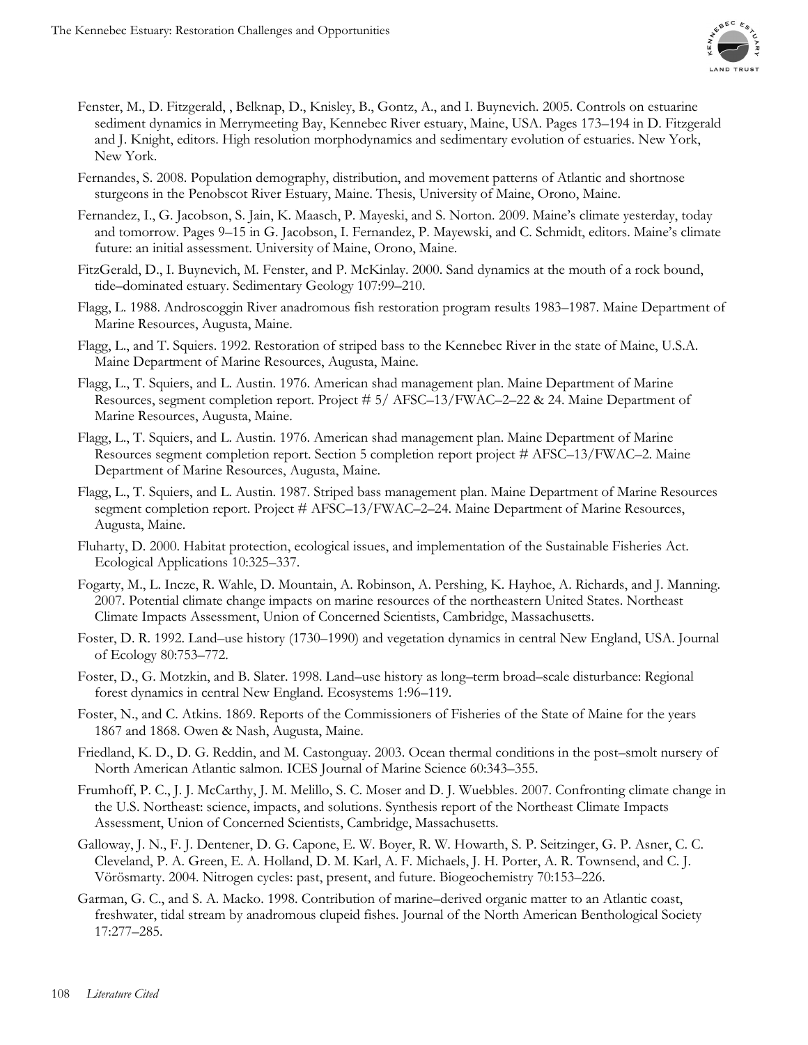Fenster, M., D. Fitzgerald, , Belknap, D., Knisley, B., Gontz, A., and I. Buynevich. 2005. Controls on estuarine sediment dynamics in Merrymeeting Bay, Kennebec River estuary, Maine, USA. Pages 173–194 in D. Fitzgerald and J. Knight, editors. High resolution morphodynamics and sedimentary evolution of estuaries. New York, New York.

Fernandes, S. 2008. Population demography, distribution, and movement patterns of Atlantic and shortnose sturgeons in the Penobscot River Estuary, Maine. Thesis, University of Maine, Orono, Maine.

Fernandez, I., G. Jacobson, S. Jain, K. Maasch, P. Mayeski, and S. Norton. 2009. Maine's climate yesterday, today and tomorrow. Pages 9–15 in G. Jacobson, I. Fernandez, P. Mayewski, and C. Schmidt, editors. Maine's climate future: an initial assessment. University of Maine, Orono, Maine.

FitzGerald, D., I. Buynevich, M. Fenster, and P. McKinlay. 2000. Sand dynamics at the mouth of a rock bound, tide–dominated estuary. Sedimentary Geology 107:99–210.

Flagg, L. 1988. Androscoggin River anadromous fish restoration program results 1983–1987. Maine Department of Marine Resources, Augusta, Maine.

Flagg, L., and T. Squiers. 1992. Restoration of striped bass to the Kennebec River in the state of Maine, U.S.A. Maine Department of Marine Resources, Augusta, Maine.

Flagg, L., T. Squiers, and L. Austin. 1976. American shad management plan. Maine Department of Marine Resources, segment completion report. Project # 5/ AFSC–13/FWAC–2–22 & 24. Maine Department of Marine Resources, Augusta, Maine.

Flagg, L., T. Squiers, and L. Austin. 1976. American shad management plan. Maine Department of Marine Resources segment completion report. Section 5 completion report project # AFSC–13/FWAC–2. Maine Department of Marine Resources, Augusta, Maine.

Flagg, L., T. Squiers, and L. Austin. 1987. Striped bass management plan. Maine Department of Marine Resources segment completion report. Project # AFSC–13/FWAC–2–24. Maine Department of Marine Resources, Augusta, Maine.

Fluharty, D. 2000. Habitat protection, ecological issues, and implementation of the Sustainable Fisheries Act. Ecological Applications 10:325–337.

Fogarty, M., L. Incze, R. Wahle, D. Mountain, A. Robinson, A. Pershing, K. Hayhoe, A. Richards, and J. Manning. 2007. Potential climate change impacts on marine resources of the northeastern United States. Northeast Climate Impacts Assessment, Union of Concerned Scientists, Cambridge, Massachusetts.

Foster, D. R. 1992. Land–use history (1730–1990) and vegetation dynamics in central New England, USA. Journal of Ecology 80:753–772.

Foster, D., G. Motzkin, and B. Slater. 1998. Land–use history as long–term broad–scale disturbance: Regional forest dynamics in central New England. Ecosystems 1:96–119.

Foster, N., and C. Atkins. 1869. Reports of the Commissioners of Fisheries of the State of Maine for the years 1867 and 1868. Owen & Nash, Augusta, Maine.

Friedland, K. D., D. G. Reddin, and M. Castonguay. 2003. Ocean thermal conditions in the post–smolt nursery of North American Atlantic salmon. ICES Journal of Marine Science 60:343–355.

Frumhoff, P. C., J. J. McCarthy, J. M. Melillo, S. C. Moser and D. J. Wuebbles. 2007. Confronting climate change in the U.S. Northeast: science, impacts, and solutions. Synthesis report of the Northeast Climate Impacts Assessment, Union of Concerned Scientists, Cambridge, Massachusetts.

Galloway, J. N., F. J. Dentener, D. G. Capone, E. W. Boyer, R. W. Howarth, S. P. Seitzinger, G. P. Asner, C. C. Cleveland, P. A. Green, E. A. Holland, D. M. Karl, A. F. Michaels, J. H. Porter, A. R. Townsend, and C. J. Vörösmarty. 2004. Nitrogen cycles: past, present, and future. Biogeochemistry 70:153–226.

Garman, G. C., and S. A. Macko. 1998. Contribution of marine–derived organic matter to an Atlantic coast, freshwater, tidal stream by anadromous clupeid fishes. Journal of the North American Benthological Society 17:277–285.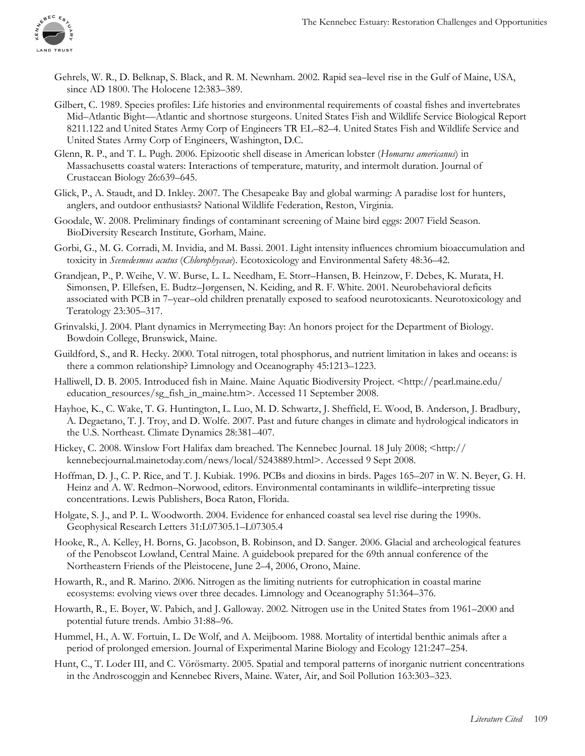Gehrels, W. R., D. Belknap, S. Black, and R. M. Newnham. 2002. Rapid sea–level rise in the Gulf of Maine, USA, since AD 1800. The Holocene 12:383–389.

Gilbert, C. 1989. Species profiles: Life histories and environmental requirements of coastal fishes and invertebrates Mid–Atlantic Bight—Atlantic and shortnose sturgeons. United States Fish and Wildlife Service Biological Report 8211.122 and United States Army Corp of Engineers TR EL–82–4. United States Fish and Wildlife Service and United States Army Corp of Engineers, Washington, D.C.

Glenn, R. P., and T. L. Pugh. 2006. Epizootic shell disease in American lobster (*Homarus americanus*) in Massachusetts coastal waters: Interactions of temperature, maturity, and intermolt duration. Journal of Crustacean Biology 26:639–645.

Glick, P., A. Staudt, and D. Inkley. 2007. The Chesapeake Bay and global warming: A paradise lost for hunters, anglers, and outdoor enthusiasts? National Wildlife Federation, Reston, Virginia.

Goodale, W. 2008. Preliminary findings of contaminant screening of Maine bird eggs: 2007 Field Season. BioDiversity Research Institute, Gorham, Maine.

Gorbi, G., M. G. Corradi, M. Invidia, and M. Bassi. 2001. Light intensity influences chromium bioaccumulation and toxicity in *Scenedesmus acutus* (*Chlorophyceae*). Ecotoxicology and Environmental Safety 48:36–42.

Grandjean, P., P. Weihe, V. W. Burse, L. L. Needham, E. Storr–Hansen, B. Heinzow, F. Debes, K. Murata, H. Simonsen, P. Ellefsen, E. Budtz–Jørgensen, N. Keiding, and R. F. White. 2001. Neurobehavioral deficits associated with PCB in 7–year–old children prenatally exposed to seafood neurotoxicants. Neurotoxicology and Teratology 23:305–317.

Grinvalski, J. 2004. Plant dynamics in Merrymeeting Bay: An honors project for the Department of Biology. Bowdoin College, Brunswick, Maine.

Guildford, S., and R. Hecky. 2000. Total nitrogen, total phosphorus, and nutrient limitation in lakes and oceans: is there a common relationship? Limnology and Oceanography 45:1213–1223.

Halliwell, D. B. 2005. Introduced fish in Maine. Maine Aquatic Biodiversity Project. <http://pearl.maine.edu/education_resources/sg_fish_in_maine.htm>. Accessed 11 September 2008.

Hayhoe, K., C. Wake, T. G. Huntington, L. Luo, M. D. Schwartz, J. Sheffield, E. Wood, B. Anderson, J. Bradbury, A. Degaetano, T. J. Troy, and D. Wolfe. 2007. Past and future changes in climate and hydrological indicators in the U.S. Northeast. Climate Dynamics 28:381–407.

Hickey, C. 2008. Winslow Fort Halifax dam breached. The Kennebec Journal. 18 July 2008; <http://kennebecjournal.mainetoday.com/news/local/5243889.html>. Accessed 9 Sept 2008.

Hoffman, D. J., C. P. Rice, and T. J. Kubiak. 1996. PCBs and dioxins in birds. Pages 165–207 in W. N. Beyer, G. H. Heinz and A. W. Redmon–Norwood, editors. Environmental contaminants in wildlife–interpreting tissue concentrations. Lewis Publishers, Boca Raton, Florida.

Holgate, S. J., and P. L. Woodworth. 2004. Evidence for enhanced coastal sea level rise during the 1990s. Geophysical Research Letters 31:L07305.1–L07305.4

Hooke, R., A. Kelley, H. Borns, G. Jacobson, B. Robinson, and D. Sanger. 2006. Glacial and archeological features of the Penobscot Lowland, Central Maine. A guidebook prepared for the 69th annual conference of the Northeastern Friends of the Pleistocene, June 2–4, 2006, Orono, Maine.

Howarth, R., and R. Marino. 2006. Nitrogen as the limiting nutrients for eutrophication in coastal marine ecosystems: evolving views over three decades. Limnology and Oceanography 51:364–376.

Howarth, R., E. Boyer, W. Pabich, and J. Galloway. 2002. Nitrogen use in the United States from 1961–2000 and potential future trends. Ambio 31:88–96.

Hummel, H., A. W. Fortuin, L. De Wolf, and A. Meijboom. 1988. Mortality of intertidal benthic animals after a period of prolonged emersion. Journal of Experimental Marine Biology and Ecology 121:247–254.

Hunt, C., T. Loder III, and C. Vörösmarty. 2005. Spatial and temporal patterns of inorganic nutrient concentrations in the Androscoggin and Kennebec Rivers, Maine. Water, Air, and Soil Pollution 163:303–323.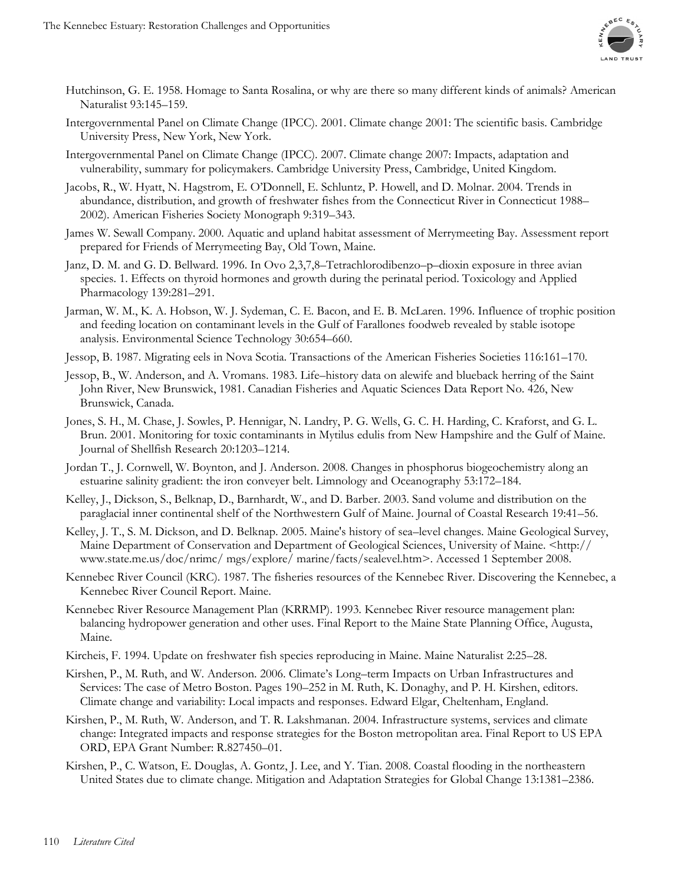Hutchinson, G. E. 1958. Homage to Santa Rosalina, or why are there so many different kinds of animals? American Naturalist 93:145–159.

Intergovernmental Panel on Climate Change (IPCC). 2001. Climate change 2001: The scientific basis. Cambridge University Press, New York, New York.

Intergovernmental Panel on Climate Change (IPCC). 2007. Climate change 2007: Impacts, adaptation and vulnerability, summary for policymakers. Cambridge University Press, Cambridge, United Kingdom.

Jacobs, R., W. Hyatt, N. Hagstrom, E. O'Donnell, E. Schluntz, P. Howell, and D. Molnar. 2004. Trends in abundance, distribution, and growth of freshwater fishes from the Connecticut River in Connecticut 1988–2002). American Fisheries Society Monograph 9:319–343.

James W. Sewall Company. 2000. Aquatic and upland habitat assessment of Merrymeeting Bay. Assessment report prepared for Friends of Merrymeeting Bay, Old Town, Maine.

Janz, D. M. and G. D. Bellward. 1996. In Ovo 2,3,7,8–Tetrachlorodibenzo–p–dioxin exposure in three avian species. 1. Effects on thyroid hormones and growth during the perinatal period. Toxicology and Applied Pharmacology 139:281–291.

Jarman, W. M., K. A. Hobson, W. J. Sydeman, C. E. Bacon, and E. B. McLaren. 1996. Influence of trophic position and feeding location on contaminant levels in the Gulf of Farallones foodweb revealed by stable isotope analysis. Environmental Science Technology 30:654–660.

Jessop, B. 1987. Migrating eels in Nova Scotia. Transactions of the American Fisheries Societies 116:161–170.

Jessop, B., W. Anderson, and A. Vromans. 1983. Life–history data on alewife and blueback herring of the Saint John River, New Brunswick, 1981. Canadian Fisheries and Aquatic Sciences Data Report No. 426, New Brunswick, Canada.

Jones, S. H., M. Chase, J. Sowles, P. Hennigar, N. Landry, P. G. Wells, G. C. H. Harding, C. Kraforst, and G. L. Brun. 2001. Monitoring for toxic contaminants in Mytilus edulis from New Hampshire and the Gulf of Maine. Journal of Shellfish Research 20:1203–1214.

Jordan T., J. Cornwell, W. Boynton, and J. Anderson. 2008. Changes in phosphorus biogeochemistry along an estuarine salinity gradient: the iron conveyer belt. Limnology and Oceanography 53:172–184.

Kelley, J., Dickson, S., Belknap, D., Barnhardt, W., and D. Barber. 2003. Sand volume and distribution on the paraglacial inner continental shelf of the Northwestern Gulf of Maine. Journal of Coastal Research 19:41–56.

Kelley, J. T., S. M. Dickson, and D. Belknap. 2005. Maine's history of sea–level changes. Maine Geological Survey, Maine Department of Conservation and Department of Geological Sciences, University of Maine. <http://www.state.me.us/doc/nrimc/ mgs/explore/ marine/facts/sealevel.htm>. Accessed 1 September 2008.

Kennebec River Council (KRC). 1987. The fisheries resources of the Kennebec River. Discovering the Kennebec, a Kennebec River Council Report. Maine.

Kennebec River Resource Management Plan (KRRMP). 1993. Kennebec River resource management plan: balancing hydropower generation and other uses. Final Report to the Maine State Planning Office, Augusta, Maine.

Kircheis, F. 1994. Update on freshwater fish species reproducing in Maine. Maine Naturalist 2:25–28.

Kirshen, P., M. Ruth, and W. Anderson. 2006. Climate's Long–term Impacts on Urban Infrastructures and Services: The case of Metro Boston. Pages 190–252 in M. Ruth, K. Donaghy, and P. H. Kirshen, editors. Climate change and variability: Local impacts and responses. Edward Elgar, Cheltenham, England.

Kirshen, P., M. Ruth, W. Anderson, and T. R. Lakshmanan. 2004. Infrastructure systems, services and climate change: Integrated impacts and response strategies for the Boston metropolitan area. Final Report to US EPA ORD, EPA Grant Number: R.827450–01.

Kirshen, P., C. Watson, E. Douglas, A. Gontz, J. Lee, and Y. Tian. 2008. Coastal flooding in the northeastern United States due to climate change. Mitigation and Adaptation Strategies for Global Change 13:1381–2386.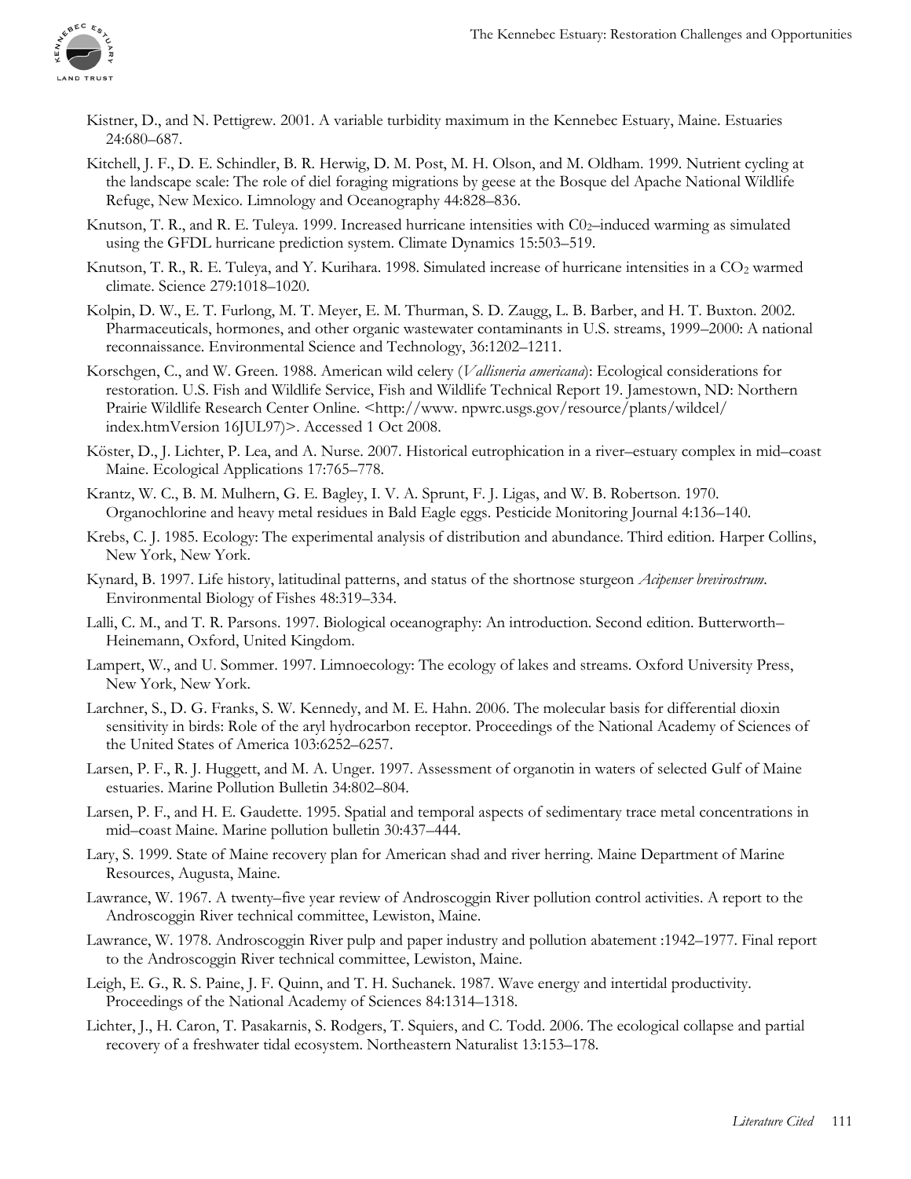Kistner, D., and N. Pettigrew. 2001. A variable turbidity maximum in the Kennebec Estuary, Maine. Estuaries 24:680–687.

Kitchell, J. F., D. E. Schindler, B. R. Herwig, D. M. Post, M. H. Olson, and M. Oldham. 1999. Nutrient cycling at the landscape scale: The role of diel foraging migrations by geese at the Bosque del Apache National Wildlife Refuge, New Mexico. Limnology and Oceanography 44:828–836.

Knutson, T. R., and R. E. Tuleya. 1999. Increased hurricane intensities with $C0_2$–induced warming as simulated using the GFDL hurricane prediction system. Climate Dynamics 15:503–519.

Knutson, T. R., R. E. Tuleya, and Y. Kurihara. 1998. Simulated increase of hurricane intensities in a $CO_2$ warmed climate. Science 279:1018–1020.

Kolpin, D. W., E. T. Furlong, M. T. Meyer, E. M. Thurman, S. D. Zaugg, L. B. Barber, and H. T. Buxton. 2002. Pharmaceuticals, hormones, and other organic wastewater contaminants in U.S. streams, 1999–2000: A national reconnaissance. Environmental Science and Technology, 36:1202–1211.

Korschgen, C., and W. Green. 1988. American wild celery (*Vallisneria americana*): Ecological considerations for restoration. U.S. Fish and Wildlife Service, Fish and Wildlife Technical Report 19. Jamestown, ND: Northern Prairie Wildlife Research Center Online. <http://www. npwrc.usgs.gov/resource/plants/wildcel/index.htmVersion 16JUL97)>. Accessed 1 Oct 2008.

Köster, D., J. Lichter, P. Lea, and A. Nurse. 2007. Historical eutrophication in a river–estuary complex in mid–coast Maine. Ecological Applications 17:765–778.

Krantz, W. C., B. M. Mulhern, G. E. Bagley, I. V. A. Sprunt, F. J. Ligas, and W. B. Robertson. 1970. Organochlorine and heavy metal residues in Bald Eagle eggs. Pesticide Monitoring Journal 4:136–140.

Krebs, C. J. 1985. Ecology: The experimental analysis of distribution and abundance. Third edition. Harper Collins, New York, New York.

Kynard, B. 1997. Life history, latitudinal patterns, and status of the shortnose sturgeon *Acipenser brevirostrum*. Environmental Biology of Fishes 48:319–334.

Lalli, C. M., and T. R. Parsons. 1997. Biological oceanography: An introduction. Second edition. Butterworth–Heinemann, Oxford, United Kingdom.

Lampert, W., and U. Sommer. 1997. Limnoecology: The ecology of lakes and streams. Oxford University Press, New York, New York.

Larchner, S., D. G. Franks, S. W. Kennedy, and M. E. Hahn. 2006. The molecular basis for differential dioxin sensitivity in birds: Role of the aryl hydrocarbon receptor. Proceedings of the National Academy of Sciences of the United States of America 103:6252–6257.

Larsen, P. F., R. J. Huggett, and M. A. Unger. 1997. Assessment of organotin in waters of selected Gulf of Maine estuaries. Marine Pollution Bulletin 34:802–804.

Larsen, P. F., and H. E. Gaudette. 1995. Spatial and temporal aspects of sedimentary trace metal concentrations in mid–coast Maine. Marine pollution bulletin 30:437–444.

Lary, S. 1999. State of Maine recovery plan for American shad and river herring. Maine Department of Marine Resources, Augusta, Maine.

Lawrance, W. 1967. A twenty–five year review of Androscoggin River pollution control activities. A report to the Androscoggin River technical committee, Lewiston, Maine.

Lawrance, W. 1978. Androscoggin River pulp and paper industry and pollution abatement :1942–1977. Final report to the Androscoggin River technical committee, Lewiston, Maine.

Leigh, E. G., R. S. Paine, J. F. Quinn, and T. H. Suchanek. 1987. Wave energy and intertidal productivity. Proceedings of the National Academy of Sciences 84:1314–1318.

Lichter, J., H. Caron, T. Pasakarnis, S. Rodgers, T. Squiers, and C. Todd. 2006. The ecological collapse and partial recovery of a freshwater tidal ecosystem. Northeastern Naturalist 13:153–178.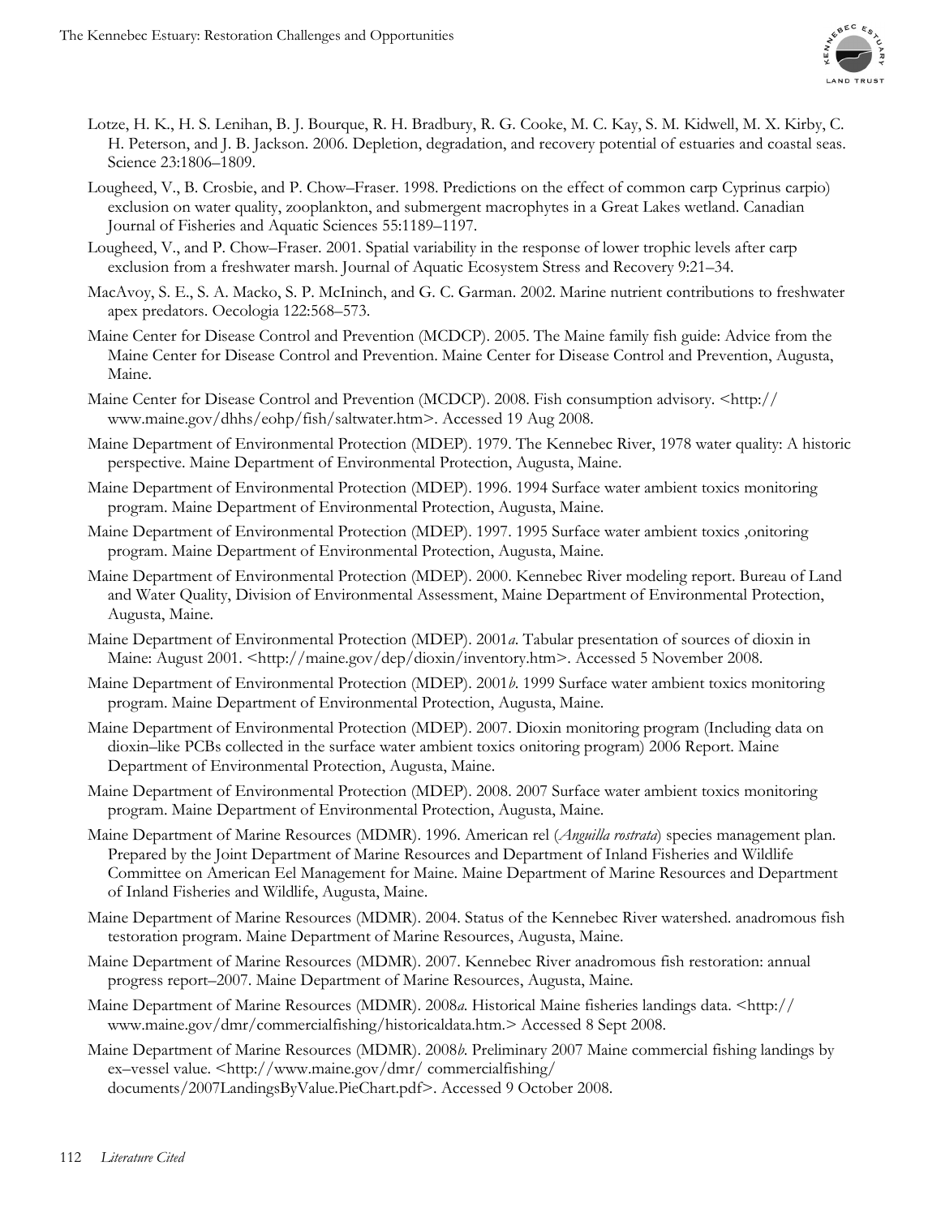Lotze, H. K., H. S. Lenihan, B. J. Bourque, R. H. Bradbury, R. G. Cooke, M. C. Kay, S. M. Kidwell, M. X. Kirby, C. H. Peterson, and J. B. Jackson. 2006. Depletion, degradation, and recovery potential of estuaries and coastal seas. Science 23:1806–1809.

Lougheed, V., B. Crosbie, and P. Chow–Fraser. 1998. Predictions on the effect of common carp Cyprinus carpio) exclusion on water quality, zooplankton, and submergent macrophytes in a Great Lakes wetland. Canadian Journal of Fisheries and Aquatic Sciences 55:1189–1197.

Lougheed, V., and P. Chow–Fraser. 2001. Spatial variability in the response of lower trophic levels after carp exclusion from a freshwater marsh. Journal of Aquatic Ecosystem Stress and Recovery 9:21–34.

MacAvoy, S. E., S. A. Macko, S. P. McIninch, and G. C. Garman. 2002. Marine nutrient contributions to freshwater apex predators. Oecologia 122:568–573.

Maine Center for Disease Control and Prevention (MCDCP). 2005. The Maine family fish guide: Advice from the Maine Center for Disease Control and Prevention. Maine Center for Disease Control and Prevention, Augusta, Maine.

Maine Center for Disease Control and Prevention (MCDCP). 2008. Fish consumption advisory. <http://www.maine.gov/dhhs/eohp/fish/saltwater.htm>. Accessed 19 Aug 2008.

Maine Department of Environmental Protection (MDEP). 1979. The Kennebec River, 1978 water quality: A historic perspective. Maine Department of Environmental Protection, Augusta, Maine.

Maine Department of Environmental Protection (MDEP). 1996. 1994 Surface water ambient toxics monitoring program. Maine Department of Environmental Protection, Augusta, Maine.

Maine Department of Environmental Protection (MDEP). 1997. 1995 Surface water ambient toxics ,onitoring program. Maine Department of Environmental Protection, Augusta, Maine.

Maine Department of Environmental Protection (MDEP). 2000. Kennebec River modeling report. Bureau of Land and Water Quality, Division of Environmental Assessment, Maine Department of Environmental Protection, Augusta, Maine.

Maine Department of Environmental Protection (MDEP). 2001*a*. Tabular presentation of sources of dioxin in Maine: August 2001. <http://maine.gov/dep/dioxin/inventory.htm>. Accessed 5 November 2008.

Maine Department of Environmental Protection (MDEP). 2001*b*. 1999 Surface water ambient toxics monitoring program. Maine Department of Environmental Protection, Augusta, Maine.

Maine Department of Environmental Protection (MDEP). 2007. Dioxin monitoring program (Including data on dioxin–like PCBs collected in the surface water ambient toxics onitoring program) 2006 Report. Maine Department of Environmental Protection, Augusta, Maine.

Maine Department of Environmental Protection (MDEP). 2008. 2007 Surface water ambient toxics monitoring program. Maine Department of Environmental Protection, Augusta, Maine.

Maine Department of Marine Resources (MDMR). 1996. American rel (*Anguilla rostrata*) species management plan. Prepared by the Joint Department of Marine Resources and Department of Inland Fisheries and Wildlife Committee on American Eel Management for Maine. Maine Department of Marine Resources and Department of Inland Fisheries and Wildlife, Augusta, Maine.

Maine Department of Marine Resources (MDMR). 2004. Status of the Kennebec River watershed. anadromous fish testoration program. Maine Department of Marine Resources, Augusta, Maine.

Maine Department of Marine Resources (MDMR). 2007. Kennebec River anadromous fish restoration: annual progress report–2007. Maine Department of Marine Resources, Augusta, Maine.

Maine Department of Marine Resources (MDMR). 2008*a*. Historical Maine fisheries landings data. <http://www.maine.gov/dmr/commercialfishing/historicaldata.htm.> Accessed 8 Sept 2008.

Maine Department of Marine Resources (MDMR). 2008*b*. Preliminary 2007 Maine commercial fishing landings by ex–vessel value. <http://www.maine.gov/dmr/ commercialfishing/ documents/2007LandingsByValue.PieChart.pdf>. Accessed 9 October 2008.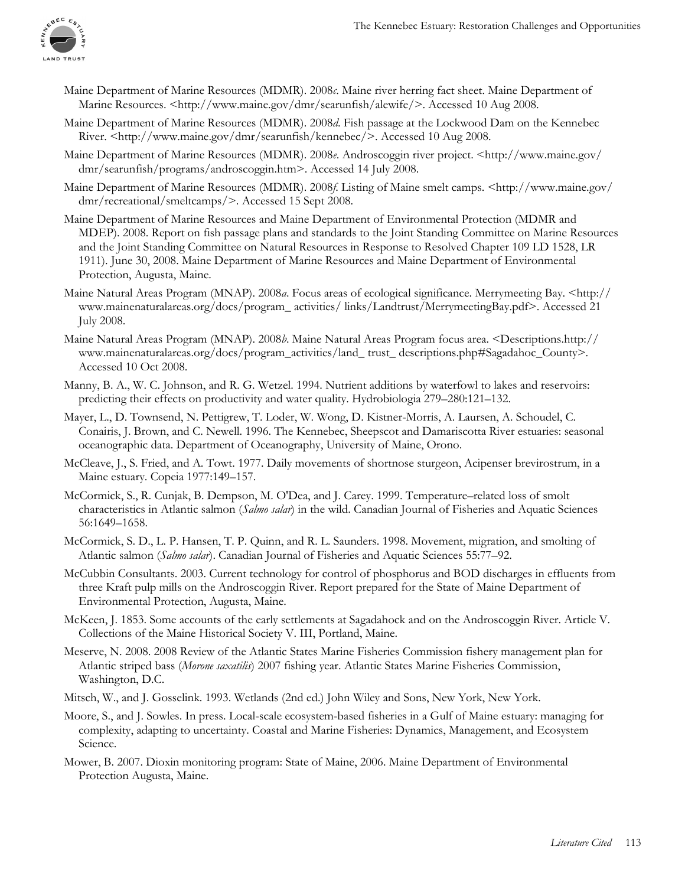Maine Department of Marine Resources (MDMR). 2008*c*. Maine river herring fact sheet. Maine Department of Marine Resources. <http://www.maine.gov/dmr/searunfish/alewife/>. Accessed 10 Aug 2008.

Maine Department of Marine Resources (MDMR). 2008*d*. Fish passage at the Lockwood Dam on the Kennebec River. <http://www.maine.gov/dmr/searunfish/kennebec/>. Accessed 10 Aug 2008.

Maine Department of Marine Resources (MDMR). 2008*e*. Androscoggin river project. <http://www.maine.gov/dmr/searunfish/programs/androscoggin.htm>. Accessed 14 July 2008.

Maine Department of Marine Resources (MDMR). 2008*f*. Listing of Maine smelt camps. <http://www.maine.gov/dmr/recreational/smeltcamps/>. Accessed 15 Sept 2008.

Maine Department of Marine Resources and Maine Department of Environmental Protection (MDMR and MDEP). 2008. Report on fish passage plans and standards to the Joint Standing Committee on Marine Resources and the Joint Standing Committee on Natural Resources in Response to Resolved Chapter 109 LD 1528, LR 1911). June 30, 2008. Maine Department of Marine Resources and Maine Department of Environmental Protection, Augusta, Maine.

Maine Natural Areas Program (MNAP). 2008*a*. Focus areas of ecological significance. Merrymeeting Bay. <http://www.mainenaturalareas.org/docs/program_ activities/ links/Landtrust/MerrymeetingBay.pdf>. Accessed 21 July 2008.

Maine Natural Areas Program (MNAP). 2008*b*. Maine Natural Areas Program focus area. <Descriptions.http://www.mainenaturalareas.org/docs/program_activities/land_ trust_ descriptions.php#Sagadahoc_County>. Accessed 10 Oct 2008.

Manny, B. A., W. C. Johnson, and R. G. Wetzel. 1994. Nutrient additions by waterfowl to lakes and reservoirs: predicting their effects on productivity and water quality. Hydrobiologia 279–280:121–132.

Mayer, L., D. Townsend, N. Pettigrew, T. Loder, W. Wong, D. Kistner-Morris, A. Laursen, A. Schoudel, C. Conairis, J. Brown, and C. Newell. 1996. The Kennebec, Sheepscot and Damariscotta River estuaries: seasonal oceanographic data. Department of Oceanography, University of Maine, Orono.

McCleave, J., S. Fried, and A. Towt. 1977. Daily movements of shortnose sturgeon, Acipenser brevirostrum, in a Maine estuary. Copeia 1977:149–157.

McCormick, S., R. Cunjak, B. Dempson, M. O'Dea, and J. Carey. 1999. Temperature–related loss of smolt characteristics in Atlantic salmon (*Salmo salar*) in the wild. Canadian Journal of Fisheries and Aquatic Sciences 56:1649–1658.

McCormick, S. D., L. P. Hansen, T. P. Quinn, and R. L. Saunders. 1998. Movement, migration, and smolting of Atlantic salmon (*Salmo salar*). Canadian Journal of Fisheries and Aquatic Sciences 55:77–92.

McCubbin Consultants. 2003. Current technology for control of phosphorus and BOD discharges in effluents from three Kraft pulp mills on the Androscoggin River. Report prepared for the State of Maine Department of Environmental Protection, Augusta, Maine.

McKeen, J. 1853. Some accounts of the early settlements at Sagadahock and on the Androscoggin River. Article V. Collections of the Maine Historical Society V. III, Portland, Maine.

Meserve, N. 2008. 2008 Review of the Atlantic States Marine Fisheries Commission fishery management plan for Atlantic striped bass (*Morone saxatilis*) 2007 fishing year. Atlantic States Marine Fisheries Commission, Washington, D.C.

Mitsch, W., and J. Gosselink. 1993. Wetlands (2nd ed.) John Wiley and Sons, New York, New York.

Moore, S., and J. Sowles. In press. Local-scale ecosystem-based fisheries in a Gulf of Maine estuary: managing for complexity, adapting to uncertainty. Coastal and Marine Fisheries: Dynamics, Management, and Ecosystem Science.

Mower, B. 2007. Dioxin monitoring program: State of Maine, 2006. Maine Department of Environmental Protection Augusta, Maine.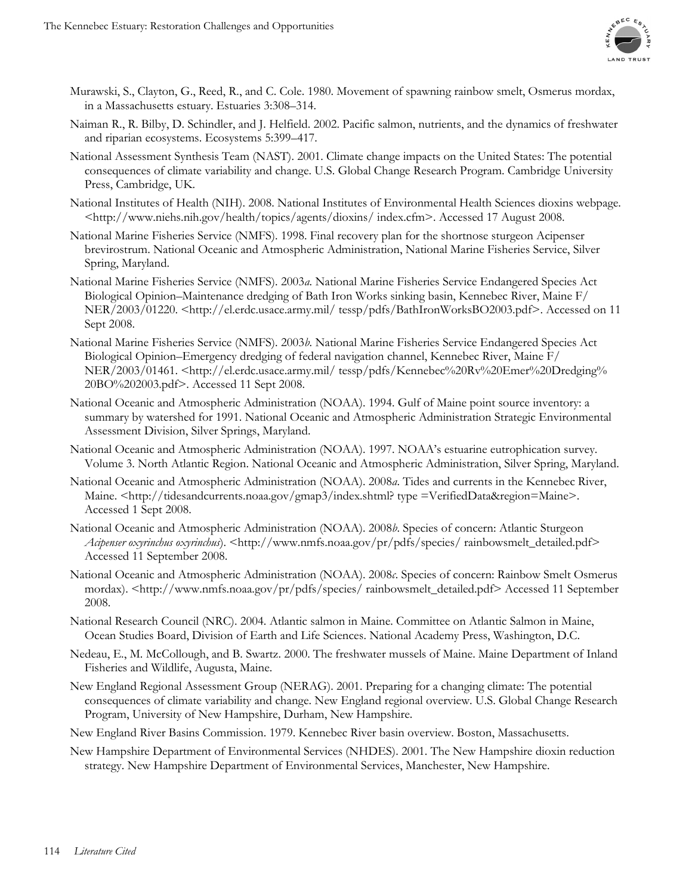Murawski, S., Clayton, G., Reed, R., and C. Cole. 1980. Movement of spawning rainbow smelt, Osmerus mordax, in a Massachusetts estuary. Estuaries 3:308–314.

Naiman R., R. Bilby, D. Schindler, and J. Helfield. 2002. Pacific salmon, nutrients, and the dynamics of freshwater and riparian ecosystems. Ecosystems 5:399–417.

National Assessment Synthesis Team (NAST). 2001. Climate change impacts on the United States: The potential consequences of climate variability and change. U.S. Global Change Research Program. Cambridge University Press, Cambridge, UK.

National Institutes of Health (NIH). 2008. National Institutes of Environmental Health Sciences dioxins webpage. <http://www.niehs.nih.gov/health/topics/agents/dioxins/ index.cfm>. Accessed 17 August 2008.

National Marine Fisheries Service (NMFS). 1998. Final recovery plan for the shortnose sturgeon Acipenser brevirostrum. National Oceanic and Atmospheric Administration, National Marine Fisheries Service, Silver Spring, Maryland.

National Marine Fisheries Service (NMFS). 2003*a*. National Marine Fisheries Service Endangered Species Act Biological Opinion–Maintenance dredging of Bath Iron Works sinking basin, Kennebec River, Maine F/ NER/2003/01220. <http://el.erdc.usace.army.mil/ tessp/pdfs/BathIronWorksBO2003.pdf>. Accessed on 11 Sept 2008.

National Marine Fisheries Service (NMFS). 2003*b*. National Marine Fisheries Service Endangered Species Act Biological Opinion–Emergency dredging of federal navigation channel, Kennebec River, Maine F/ NER/2003/01461. <http://el.erdc.usace.army.mil/ tessp/pdfs/Kennebec%20Rv%20Emer%20Dredging% 20BO%202003.pdf>. Accessed 11 Sept 2008.

National Oceanic and Atmospheric Administration (NOAA). 1994. Gulf of Maine point source inventory: a summary by watershed for 1991. National Oceanic and Atmospheric Administration Strategic Environmental Assessment Division, Silver Springs, Maryland.

National Oceanic and Atmospheric Administration (NOAA). 1997. NOAA's estuarine eutrophication survey. Volume 3. North Atlantic Region. National Oceanic and Atmospheric Administration, Silver Spring, Maryland.

National Oceanic and Atmospheric Administration (NOAA). 2008*a*. Tides and currents in the Kennebec River, Maine. <http://tidesandcurrents.noaa.gov/gmap3/index.shtml? type =VerifiedData&region=Maine>. Accessed 1 Sept 2008.

National Oceanic and Atmospheric Administration (NOAA). 2008*b*. Species of concern: Atlantic Sturgeon *Acipenser oxyrinchus oxyrinchus*). <http://www.nmfs.noaa.gov/pr/pdfs/species/ rainbowsmelt_detailed.pdf> Accessed 11 September 2008.

National Oceanic and Atmospheric Administration (NOAA). 2008*c*. Species of concern: Rainbow Smelt Osmerus mordax). <http://www.nmfs.noaa.gov/pr/pdfs/species/ rainbowsmelt_detailed.pdf> Accessed 11 September 2008.

National Research Council (NRC). 2004. Atlantic salmon in Maine. Committee on Atlantic Salmon in Maine, Ocean Studies Board, Division of Earth and Life Sciences. National Academy Press, Washington, D.C.

Nedeau, E., M. McCollough, and B. Swartz. 2000. The freshwater mussels of Maine. Maine Department of Inland Fisheries and Wildlife, Augusta, Maine.

New England Regional Assessment Group (NERAG). 2001. Preparing for a changing climate: The potential consequences of climate variability and change. New England regional overview. U.S. Global Change Research Program, University of New Hampshire, Durham, New Hampshire.

New England River Basins Commission. 1979. Kennebec River basin overview. Boston, Massachusetts.

New Hampshire Department of Environmental Services (NHDES). 2001. The New Hampshire dioxin reduction strategy. New Hampshire Department of Environmental Services, Manchester, New Hampshire.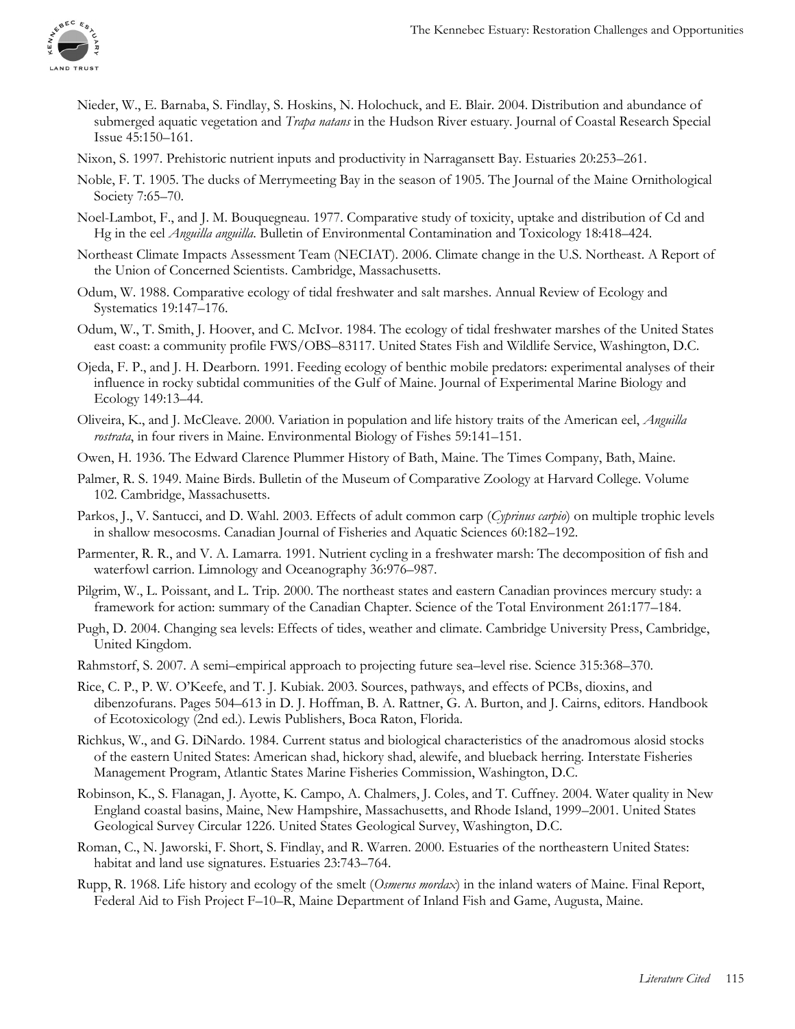Nieder, W., E. Barnaba, S. Findlay, S. Hoskins, N. Holochuck, and E. Blair. 2004. Distribution and abundance of submerged aquatic vegetation and *Trapa natans* in the Hudson River estuary. Journal of Coastal Research Special Issue 45:150–161.

Nixon, S. 1997. Prehistoric nutrient inputs and productivity in Narragansett Bay. Estuaries 20:253–261.

Noble, F. T. 1905. The ducks of Merrymeeting Bay in the season of 1905. The Journal of the Maine Ornithological Society 7:65–70.

Noel-Lambot, F., and J. M. Bouquegneau. 1977. Comparative study of toxicity, uptake and distribution of Cd and Hg in the eel *Anguilla anguilla*. Bulletin of Environmental Contamination and Toxicology 18:418–424.

Northeast Climate Impacts Assessment Team (NECIAT). 2006. Climate change in the U.S. Northeast. A Report of the Union of Concerned Scientists. Cambridge, Massachusetts.

Odum, W. 1988. Comparative ecology of tidal freshwater and salt marshes. Annual Review of Ecology and Systematics 19:147–176.

Odum, W., T. Smith, J. Hoover, and C. McIvor. 1984. The ecology of tidal freshwater marshes of the United States east coast: a community profile FWS/OBS–83117. United States Fish and Wildlife Service, Washington, D.C.

Ojeda, F. P., and J. H. Dearborn. 1991. Feeding ecology of benthic mobile predators: experimental analyses of their influence in rocky subtidal communities of the Gulf of Maine. Journal of Experimental Marine Biology and Ecology 149:13–44.

Oliveira, K., and J. McCleave. 2000. Variation in population and life history traits of the American eel, *Anguilla rostrata*, in four rivers in Maine. Environmental Biology of Fishes 59:141–151.

Owen, H. 1936. The Edward Clarence Plummer History of Bath, Maine. The Times Company, Bath, Maine.

Palmer, R. S. 1949. Maine Birds. Bulletin of the Museum of Comparative Zoology at Harvard College. Volume 102. Cambridge, Massachusetts.

Parkos, J., V. Santucci, and D. Wahl. 2003. Effects of adult common carp (*Cyprinus carpio*) on multiple trophic levels in shallow mesocosms. Canadian Journal of Fisheries and Aquatic Sciences 60:182–192.

Parmenter, R. R., and V. A. Lamarra. 1991. Nutrient cycling in a freshwater marsh: The decomposition of fish and waterfowl carrion. Limnology and Oceanography 36:976–987.

Pilgrim, W., L. Poissant, and L. Trip. 2000. The northeast states and eastern Canadian provinces mercury study: a framework for action: summary of the Canadian Chapter. Science of the Total Environment 261:177–184.

Pugh, D. 2004. Changing sea levels: Effects of tides, weather and climate. Cambridge University Press, Cambridge, United Kingdom.

Rahmstorf, S. 2007. A semi–empirical approach to projecting future sea–level rise. Science 315:368–370.

Rice, C. P., P. W. O'Keefe, and T. J. Kubiak. 2003. Sources, pathways, and effects of PCBs, dioxins, and dibenzofurans. Pages 504–613 in D. J. Hoffman, B. A. Rattner, G. A. Burton, and J. Cairns, editors. Handbook of Ecotoxicology (2nd ed.). Lewis Publishers, Boca Raton, Florida.

Richkus, W., and G. DiNardo. 1984. Current status and biological characteristics of the anadromous alosid stocks of the eastern United States: American shad, hickory shad, alewife, and blueback herring. Interstate Fisheries Management Program, Atlantic States Marine Fisheries Commission, Washington, D.C.

Robinson, K., S. Flanagan, J. Ayotte, K. Campo, A. Chalmers, J. Coles, and T. Cuffney. 2004. Water quality in New England coastal basins, Maine, New Hampshire, Massachusetts, and Rhode Island, 1999–2001. United States Geological Survey Circular 1226. United States Geological Survey, Washington, D.C.

Roman, C., N. Jaworski, F. Short, S. Findlay, and R. Warren. 2000. Estuaries of the northeastern United States: habitat and land use signatures. Estuaries 23:743–764.

Rupp, R. 1968. Life history and ecology of the smelt (*Osmerus mordax*) in the inland waters of Maine. Final Report, Federal Aid to Fish Project F–10–R, Maine Department of Inland Fish and Game, Augusta, Maine.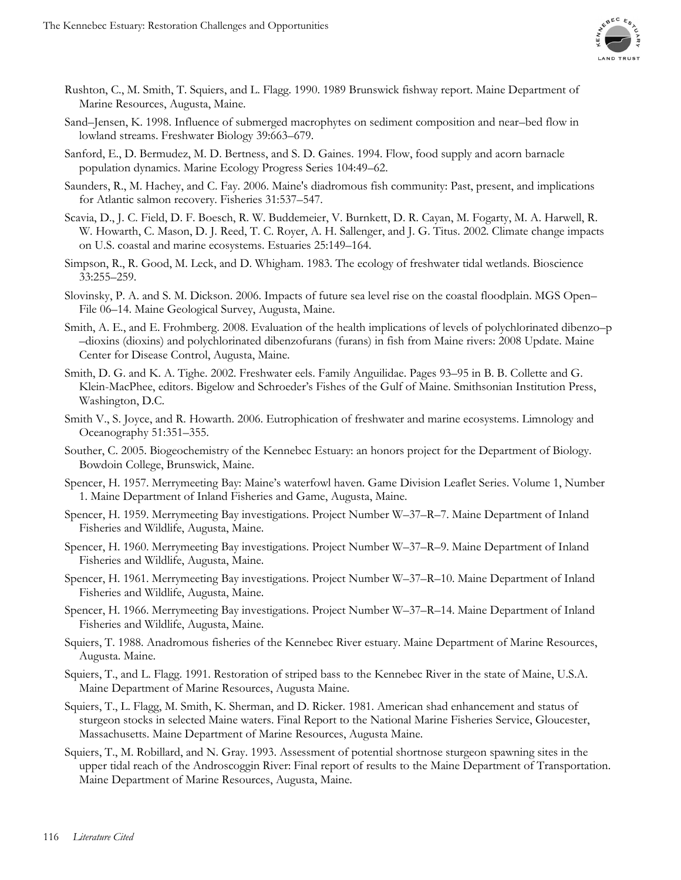Rushton, C., M. Smith, T. Squiers, and L. Flagg. 1990. 1989 Brunswick fishway report. Maine Department of Marine Resources, Augusta, Maine.

Sand–Jensen, K. 1998. Influence of submerged macrophytes on sediment composition and near–bed flow in lowland streams. Freshwater Biology 39:663–679.

Sanford, E., D. Bermudez, M. D. Bertness, and S. D. Gaines. 1994. Flow, food supply and acorn barnacle population dynamics. Marine Ecology Progress Series 104:49–62.

Saunders, R., M. Hachey, and C. Fay. 2006. Maine's diadromous fish community: Past, present, and implications for Atlantic salmon recovery. Fisheries 31:537–547.

Scavia, D., J. C. Field, D. F. Boesch, R. W. Buddemeier, V. Burnkett, D. R. Cayan, M. Fogarty, M. A. Harwell, R. W. Howarth, C. Mason, D. J. Reed, T. C. Royer, A. H. Sallenger, and J. G. Titus. 2002. Climate change impacts on U.S. coastal and marine ecosystems. Estuaries 25:149–164.

Simpson, R., R. Good, M. Leck, and D. Whigham. 1983. The ecology of freshwater tidal wetlands. Bioscience 33:255–259.

Slovinsky, P. A. and S. M. Dickson. 2006. Impacts of future sea level rise on the coastal floodplain. MGS Open–File 06–14. Maine Geological Survey, Augusta, Maine.

Smith, A. E., and E. Frohmberg. 2008. Evaluation of the health implications of levels of polychlorinated dibenzo–p –dioxins (dioxins) and polychlorinated dibenzofurans (furans) in fish from Maine rivers: 2008 Update. Maine Center for Disease Control, Augusta, Maine.

Smith, D. G. and K. A. Tighe. 2002. Freshwater eels. Family Anguilidae. Pages 93–95 in B. B. Collette and G. Klein-MacPhee, editors. Bigelow and Schroeder's Fishes of the Gulf of Maine. Smithsonian Institution Press, Washington, D.C.

Smith V., S. Joyce, and R. Howarth. 2006. Eutrophication of freshwater and marine ecosystems. Limnology and Oceanography 51:351–355.

Souther, C. 2005. Biogeochemistry of the Kennebec Estuary: an honors project for the Department of Biology. Bowdoin College, Brunswick, Maine.

Spencer, H. 1957. Merrymeeting Bay: Maine's waterfowl haven. Game Division Leaflet Series. Volume 1, Number 1. Maine Department of Inland Fisheries and Game, Augusta, Maine.

Spencer, H. 1959. Merrymeeting Bay investigations. Project Number W–37–R–7. Maine Department of Inland Fisheries and Wildlife, Augusta, Maine.

Spencer, H. 1960. Merrymeeting Bay investigations. Project Number W–37–R–9. Maine Department of Inland Fisheries and Wildlife, Augusta, Maine.

Spencer, H. 1961. Merrymeeting Bay investigations. Project Number W–37–R–10. Maine Department of Inland Fisheries and Wildlife, Augusta, Maine.

Spencer, H. 1966. Merrymeeting Bay investigations. Project Number W–37–R–14. Maine Department of Inland Fisheries and Wildlife, Augusta, Maine.

Squiers, T. 1988. Anadromous fisheries of the Kennebec River estuary. Maine Department of Marine Resources, Augusta. Maine.

Squiers, T., and L. Flagg. 1991. Restoration of striped bass to the Kennebec River in the state of Maine, U.S.A. Maine Department of Marine Resources, Augusta Maine.

Squiers, T., L. Flagg, M. Smith, K. Sherman, and D. Ricker. 1981. American shad enhancement and status of sturgeon stocks in selected Maine waters. Final Report to the National Marine Fisheries Service, Gloucester, Massachusetts. Maine Department of Marine Resources, Augusta Maine.

Squiers, T., M. Robillard, and N. Gray. 1993. Assessment of potential shortnose sturgeon spawning sites in the upper tidal reach of the Androscoggin River: Final report of results to the Maine Department of Transportation. Maine Department of Marine Resources, Augusta, Maine.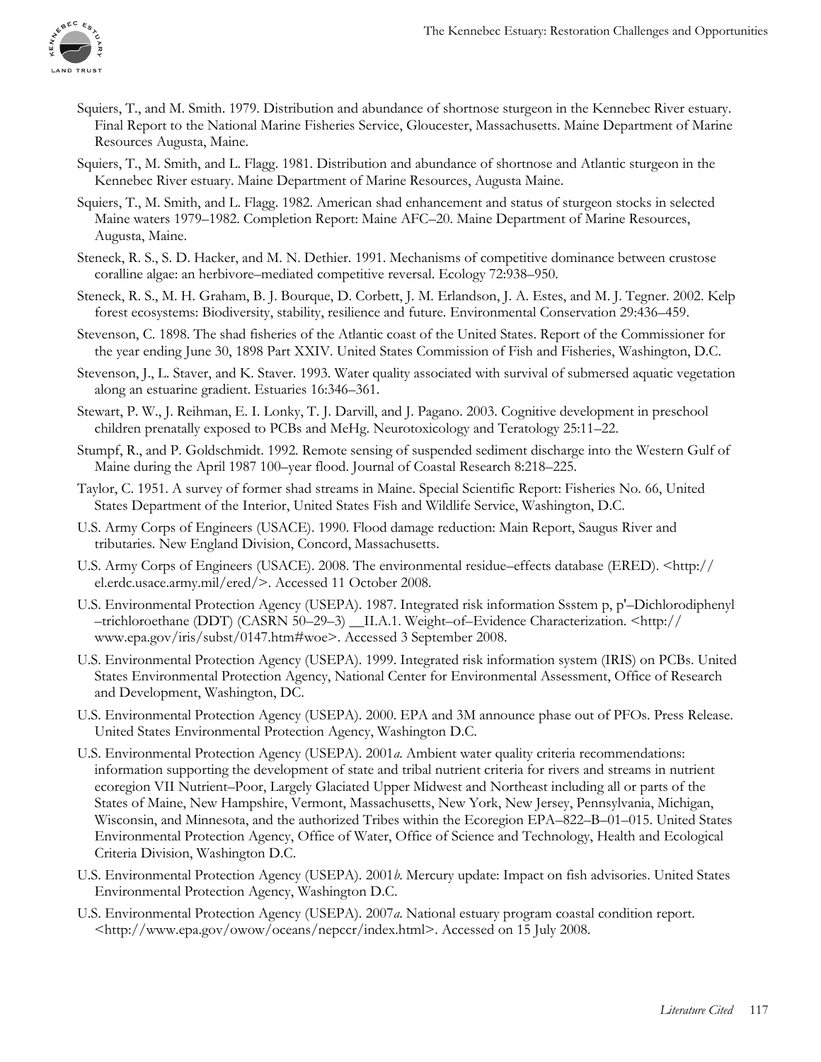Squiers, T., and M. Smith. 1979. Distribution and abundance of shortnose sturgeon in the Kennebec River estuary. Final Report to the National Marine Fisheries Service, Gloucester, Massachusetts. Maine Department of Marine Resources Augusta, Maine.

Squiers, T., M. Smith, and L. Flagg. 1981. Distribution and abundance of shortnose and Atlantic sturgeon in the Kennebec River estuary. Maine Department of Marine Resources, Augusta Maine.

Squiers, T., M. Smith, and L. Flagg. 1982. American shad enhancement and status of sturgeon stocks in selected Maine waters 1979–1982. Completion Report: Maine AFC–20. Maine Department of Marine Resources, Augusta, Maine.

Steneck, R. S., S. D. Hacker, and M. N. Dethier. 1991. Mechanisms of competitive dominance between crustose coralline algae: an herbivore–mediated competitive reversal. Ecology 72:938–950.

Steneck, R. S., M. H. Graham, B. J. Bourque, D. Corbett, J. M. Erlandson, J. A. Estes, and M. J. Tegner. 2002. Kelp forest ecosystems: Biodiversity, stability, resilience and future. Environmental Conservation 29:436–459.

Stevenson, C. 1898. The shad fisheries of the Atlantic coast of the United States. Report of the Commissioner for the year ending June 30, 1898 Part XXIV. United States Commission of Fish and Fisheries, Washington, D.C.

Stevenson, J., L. Staver, and K. Staver. 1993. Water quality associated with survival of submersed aquatic vegetation along an estuarine gradient. Estuaries 16:346–361.

Stewart, P. W., J. Reihman, E. I. Lonky, T. J. Darvill, and J. Pagano. 2003. Cognitive development in preschool children prenatally exposed to PCBs and MeHg. Neurotoxicology and Teratology 25:11–22.

Stumpf, R., and P. Goldschmidt. 1992. Remote sensing of suspended sediment discharge into the Western Gulf of Maine during the April 1987 100–year flood. Journal of Coastal Research 8:218–225.

Taylor, C. 1951. A survey of former shad streams in Maine. Special Scientific Report: Fisheries No. 66, United States Department of the Interior, United States Fish and Wildlife Service, Washington, D.C.

U.S. Army Corps of Engineers (USACE). 1990. Flood damage reduction: Main Report, Saugus River and tributaries. New England Division, Concord, Massachusetts.

U.S. Army Corps of Engineers (USACE). 2008. The environmental residue–effects database (ERED). <http://el.erdc.usace.army.mil/ered/>. Accessed 11 October 2008.

U.S. Environmental Protection Agency (USEPA). 1987. Integrated risk information Ssstem p, p'–Dichlorodiphenyl –trichloroethane (DDT) (CASRN 50–29–3) __II.A.1. Weight–of–Evidence Characterization. <http://www.epa.gov/iris/subst/0147.htm#woe>. Accessed 3 September 2008.

U.S. Environmental Protection Agency (USEPA). 1999. Integrated risk information system (IRIS) on PCBs. United States Environmental Protection Agency, National Center for Environmental Assessment, Office of Research and Development, Washington, DC.

U.S. Environmental Protection Agency (USEPA). 2000. EPA and 3M announce phase out of PFOs. Press Release. United States Environmental Protection Agency, Washington D.C.

U.S. Environmental Protection Agency (USEPA). 2001*a*. Ambient water quality criteria recommendations: information supporting the development of state and tribal nutrient criteria for rivers and streams in nutrient ecoregion VII Nutrient–Poor, Largely Glaciated Upper Midwest and Northeast including all or parts of the States of Maine, New Hampshire, Vermont, Massachusetts, New York, New Jersey, Pennsylvania, Michigan, Wisconsin, and Minnesota, and the authorized Tribes within the Ecoregion EPA–822–B–01–015. United States Environmental Protection Agency, Office of Water, Office of Science and Technology, Health and Ecological Criteria Division, Washington D.C.

U.S. Environmental Protection Agency (USEPA). 2001*b*. Mercury update: Impact on fish advisories. United States Environmental Protection Agency, Washington D.C.

U.S. Environmental Protection Agency (USEPA). 2007*a*. National estuary program coastal condition report. <http://www.epa.gov/owow/oceans/nepccr/index.html>. Accessed on 15 July 2008.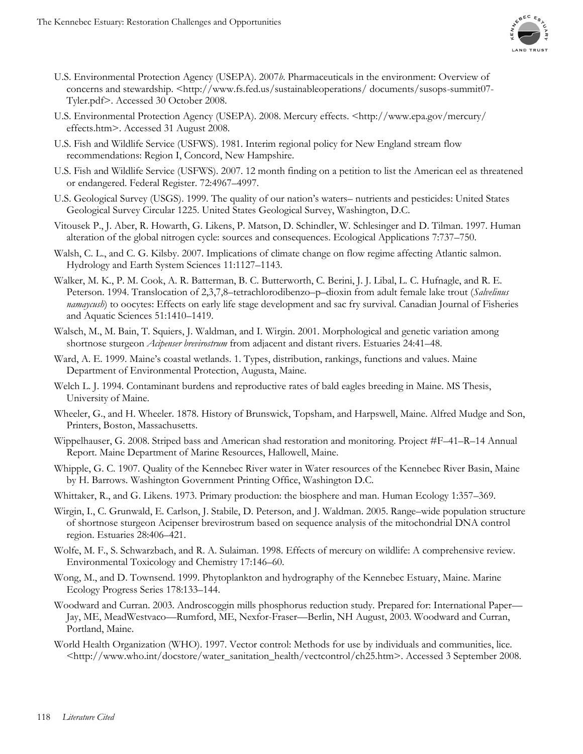U.S. Environmental Protection Agency (USEPA). 2007*b*. Pharmaceuticals in the environment: Overview of concerns and stewardship. <http://www.fs.fed.us/sustainableoperations/ documents/susops-summit07-Tyler.pdf>. Accessed 30 October 2008.

U.S. Environmental Protection Agency (USEPA). 2008. Mercury effects. <http://www.epa.gov/mercury/ effects.htm>. Accessed 31 August 2008.

U.S. Fish and Wildlife Service (USFWS). 1981. Interim regional policy for New England stream flow recommendations: Region I, Concord, New Hampshire.

U.S. Fish and Wildlife Service (USFWS). 2007. 12 month finding on a petition to list the American eel as threatened or endangered. Federal Register. 72:4967–4997.

U.S. Geological Survey (USGS). 1999. The quality of our nation's waters– nutrients and pesticides: United States Geological Survey Circular 1225. United States Geological Survey, Washington, D.C.

Vitousek P., J. Aber, R. Howarth, G. Likens, P. Matson, D. Schindler, W. Schlesinger and D. Tilman. 1997. Human alteration of the global nitrogen cycle: sources and consequences. Ecological Applications 7:737–750.

Walsh, C. L., and C. G. Kilsby. 2007. Implications of climate change on flow regime affecting Atlantic salmon. Hydrology and Earth System Sciences 11:1127–1143.

Walker, M. K., P. M. Cook, A. R. Batterman, B. C. Butterworth, C. Berini, J. J. Libal, L. C. Hufnagle, and R. E. Peterson. 1994. Translocation of 2,3,7,8–tetrachlorodibenzo–p–dioxin from adult female lake trout (*Salvelinus namaycush*) to oocytes: Effects on early life stage development and sac fry survival. Canadian Journal of Fisheries and Aquatic Sciences 51:1410–1419.

Walsch, M., M. Bain, T. Squiers, J. Waldman, and I. Wirgin. 2001. Morphological and genetic variation among shortnose sturgeon *Acipenser brevirostrum* from adjacent and distant rivers. Estuaries 24:41–48.

Ward, A. E. 1999. Maine's coastal wetlands. 1. Types, distribution, rankings, functions and values. Maine Department of Environmental Protection, Augusta, Maine.

Welch L. J. 1994. Contaminant burdens and reproductive rates of bald eagles breeding in Maine. MS Thesis, University of Maine.

Wheeler, G., and H. Wheeler. 1878. History of Brunswick, Topsham, and Harpswell, Maine. Alfred Mudge and Son, Printers, Boston, Massachusetts.

Wippelhauser, G. 2008. Striped bass and American shad restoration and monitoring. Project #F–41–R–14 Annual Report. Maine Department of Marine Resources, Hallowell, Maine.

Whipple, G. C. 1907. Quality of the Kennebec River water in Water resources of the Kennebec River Basin, Maine by H. Barrows. Washington Government Printing Office, Washington D.C.

Whittaker, R., and G. Likens. 1973. Primary production: the biosphere and man. Human Ecology 1:357–369.

Wirgin, I., C. Grunwald, E. Carlson, J. Stabile, D. Peterson, and J. Waldman. 2005. Range–wide population structure of shortnose sturgeon Acipenser brevirostrum based on sequence analysis of the mitochondrial DNA control region. Estuaries 28:406–421.

Wolfe, M. F., S. Schwarzbach, and R. A. Sulaiman. 1998. Effects of mercury on wildlife: A comprehensive review. Environmental Toxicology and Chemistry 17:146–60.

Wong, M., and D. Townsend. 1999. Phytoplankton and hydrography of the Kennebec Estuary, Maine. Marine Ecology Progress Series 178:133–144.

Woodward and Curran. 2003. Androscoggin mills phosphorus reduction study. Prepared for: International Paper—Jay, ME, MeadWestvaco—Rumford, ME, Nexfor-Fraser—Berlin, NH August, 2003. Woodward and Curran, Portland, Maine.

World Health Organization (WHO). 1997. Vector control: Methods for use by individuals and communities, lice. <http://www.who.int/docstore/water_sanitation_health/vectcontrol/ch25.htm>. Accessed 3 September 2008.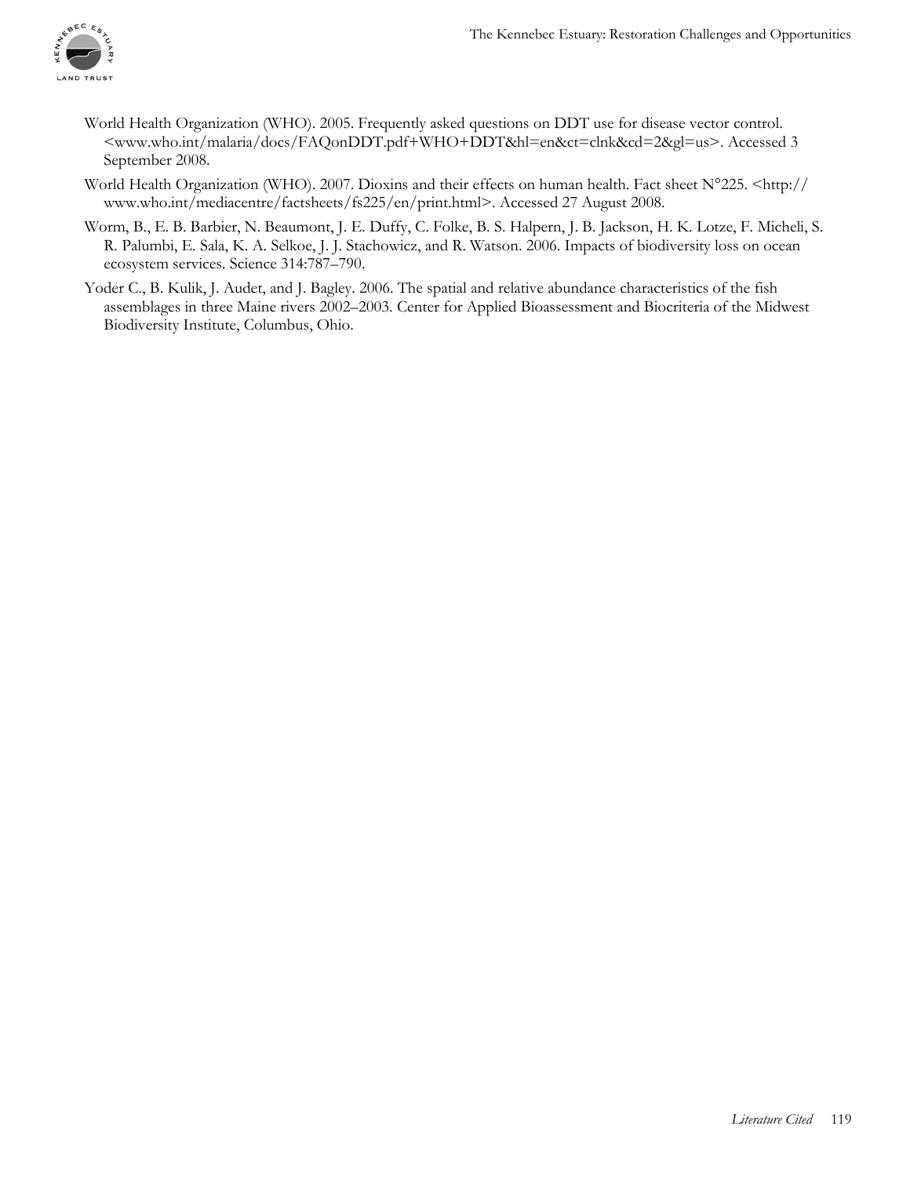World Health Organization (WHO). 2005. Frequently asked questions on DDT use for disease vector control. <www.who.int/malaria/docs/FAQonDDT.pdf+WHO+DDT&hl=en&ct=clnk&cd=2&gl=us>. Accessed 3 September 2008.

World Health Organization (WHO). 2007. Dioxins and their effects on human health. Fact sheet N°225. <http://www.who.int/mediacentre/factsheets/fs225/en/print.html>. Accessed 27 August 2008.

Worm, B., E. B. Barbier, N. Beaumont, J. E. Duffy, C. Folke, B. S. Halpern, J. B. Jackson, H. K. Lotze, F. Micheli, S. R. Palumbi, E. Sala, K. A. Selkoe, J. J. Stachowicz, and R. Watson. 2006. Impacts of biodiversity loss on ocean ecosystem services. Science 314:787–790.

Yoder C., B. Kulik, J. Audet, and J. Bagley. 2006. The spatial and relative abundance characteristics of the fish assemblages in three Maine rivers 2002–2003. Center for Applied Bioassessment and Biocriteria of the Midwest Biodiversity Institute, Columbus, Ohio.